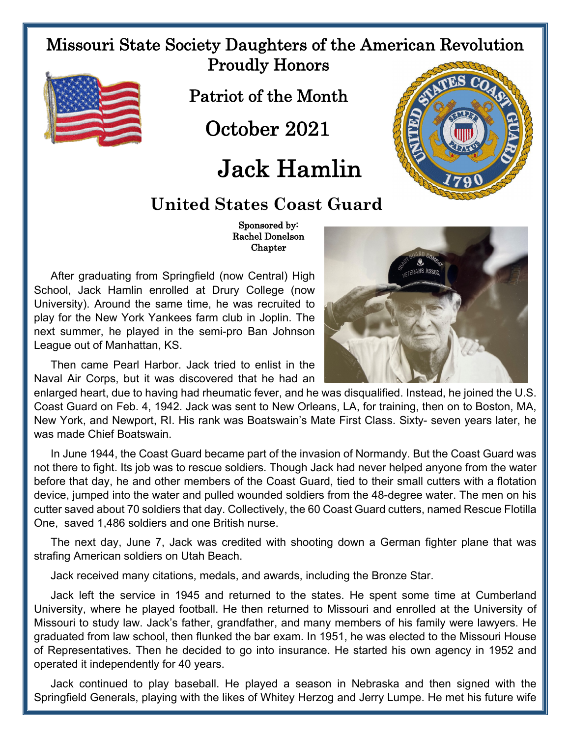# Missouri State Society Daughters of the American Revolution

Proudly Honors

## Patriot of the Month

## October 2021

# Jack Hamlin

## United States Coast Guard

Sponsored by:
Rachel Donelson
Chapter

After graduating from Springfield (now Central) High School, Jack Hamlin enrolled at Drury College (now University). Around the same time, he was recruited to play for the New York Yankees farm club in Joplin. The next summer, he played in the semi-pro Ban Johnson League out of Manhattan, KS.

Then came Pearl Harbor. Jack tried to enlist in the Naval Air Corps, but it was discovered that he had an enlarged heart, due to having had rheumatic fever, and he was disqualified. Instead, he joined the U.S. Coast Guard on Feb. 4, 1942. Jack was sent to New Orleans, LA, for training, then on to Boston, MA, New York, and Newport, RI. His rank was Boatswain's Mate First Class. Sixty- seven years later, he was made Chief Boatswain.

In June 1944, the Coast Guard became part of the invasion of Normandy. But the Coast Guard was not there to fight. Its job was to rescue soldiers. Though Jack had never helped anyone from the water before that day, he and other members of the Coast Guard, tied to their small cutters with a flotation device, jumped into the water and pulled wounded soldiers from the 48-degree water. The men on his cutter saved about 70 soldiers that day. Collectively, the 60 Coast Guard cutters, named Rescue Flotilla One, saved 1,486 soldiers and one British nurse.

The next day, June 7, Jack was credited with shooting down a German fighter plane that was strafing American soldiers on Utah Beach.

Jack received many citations, medals, and awards, including the Bronze Star.

Jack left the service in 1945 and returned to the states. He spent some time at Cumberland University, where he played football. He then returned to Missouri and enrolled at the University of Missouri to study law. Jack's father, grandfather, and many members of his family were lawyers. He graduated from law school, then flunked the bar exam. In 1951, he was elected to the Missouri House of Representatives. Then he decided to go into insurance. He started his own agency in 1952 and operated it independently for 40 years.

Jack continued to play baseball. He played a season in Nebraska and then signed with the Springfield Generals, playing with the likes of Whitey Herzog and Jerry Lumpe. He met his future wife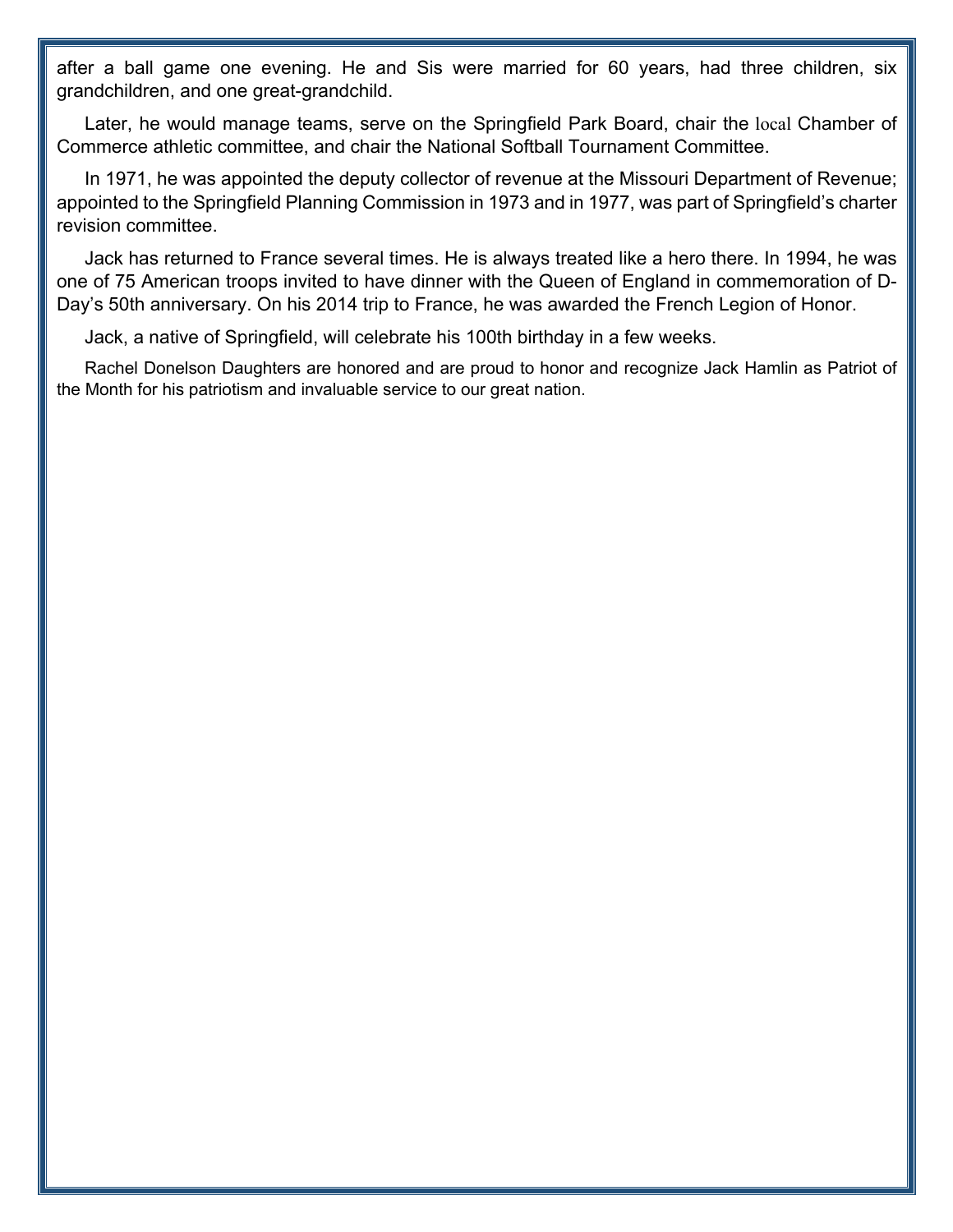after a ball game one evening. He and Sis were married for 60 years, had three children, six grandchildren, and one great-grandchild.

Later, he would manage teams, serve on the Springfield Park Board, chair the local Chamber of Commerce athletic committee, and chair the National Softball Tournament Committee.

In 1971, he was appointed the deputy collector of revenue at the Missouri Department of Revenue; appointed to the Springfield Planning Commission in 1973 and in 1977, was part of Springfield's charter revision committee.

Jack has returned to France several times. He is always treated like a hero there. In 1994, he was one of 75 American troops invited to have dinner with the Queen of England in commemoration of D-Day's 50th anniversary. On his 2014 trip to France, he was awarded the French Legion of Honor.

Jack, a native of Springfield, will celebrate his 100th birthday in a few weeks.

Rachel Donelson Daughters are honored and are proud to honor and recognize Jack Hamlin as Patriot of the Month for his patriotism and invaluable service to our great nation.